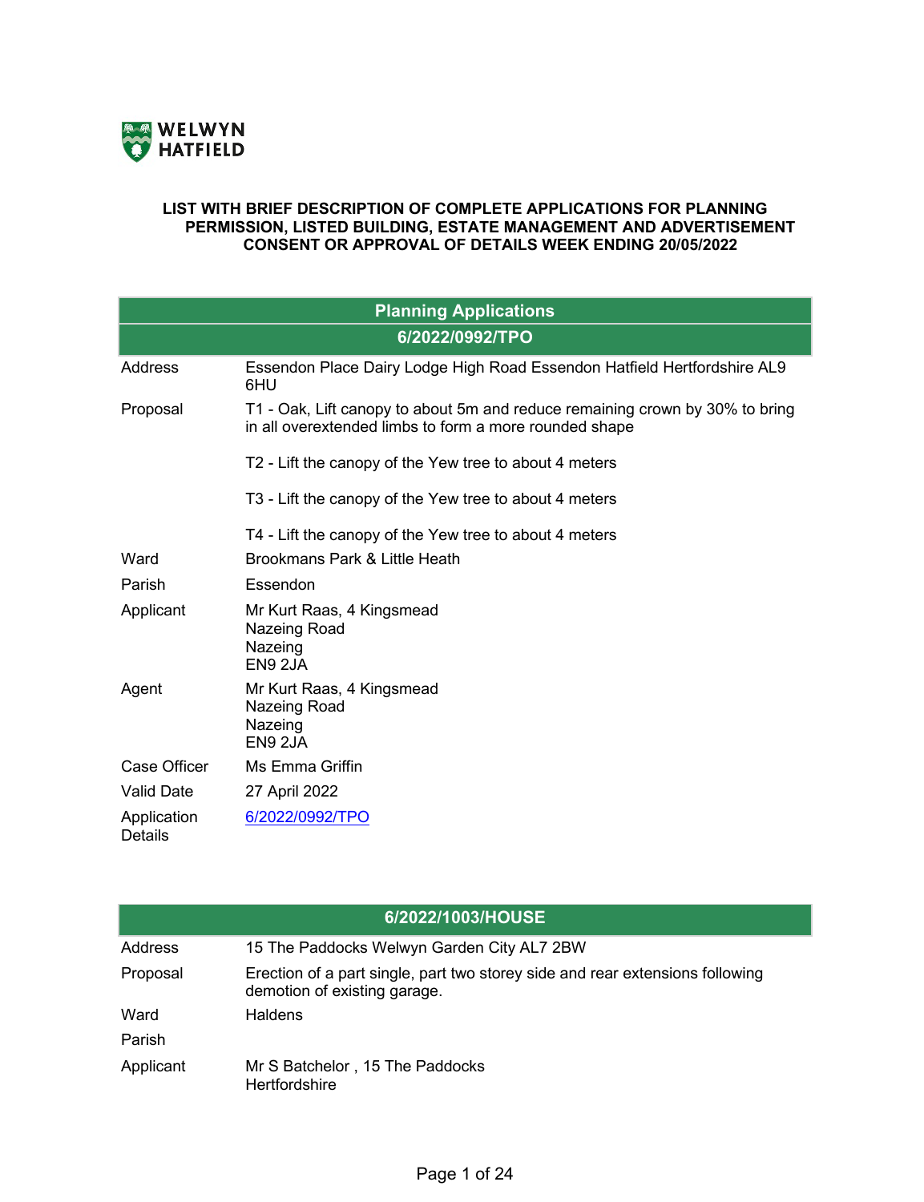WELWYN HATFIELD

**LIST WITH BRIEF DESCRIPTION OF COMPLETE APPLICATIONS FOR PLANNING PERMISSION, LISTED BUILDING, ESTATE MANAGEMENT AND ADVERTISEMENT CONSENT OR APPROVAL OF DETAILS WEEK ENDING 20/05/2022**

## Planning Applications

### 6/2022/0992/TPO

| | |
|---|---|
| Address | Essendon Place Dairy Lodge High Road Essendon Hatfield Hertfordshire AL9 6HU |
| Proposal | T1 - Oak, Lift canopy to about 5m and reduce remaining crown by 30% to bring in all overextended limbs to form a more rounded shape<br><br>T2 - Lift the canopy of the Yew tree to about 4 meters<br><br>T3 - Lift the canopy of the Yew tree to about 4 meters<br><br>T4 - Lift the canopy of the Yew tree to about 4 meters |
| Ward | Brookmans Park & Little Heath |
| Parish | Essendon |
| Applicant | Mr Kurt Raas, 4 Kingsmead<br>Nazeing Road<br>Nazeing<br>EN9 2JA |
| Agent | Mr Kurt Raas, 4 Kingsmead<br>Nazeing Road<br>Nazeing<br>EN9 2JA |
| Case Officer | Ms Emma Griffin |
| Valid Date | 27 April 2022 |
| Application Details | [6/2022/0992/TPO] |

### 6/2022/1003/HOUSE

| | |
|---|---|
| Address | 15 The Paddocks Welwyn Garden City AL7 2BW |
| Proposal | Erection of a part single, part two storey side and rear extensions following demotion of existing garage. |
| Ward | Haldens |
| Parish | |
| Applicant | Mr S Batchelor , 15 The Paddocks<br>Hertfordshire |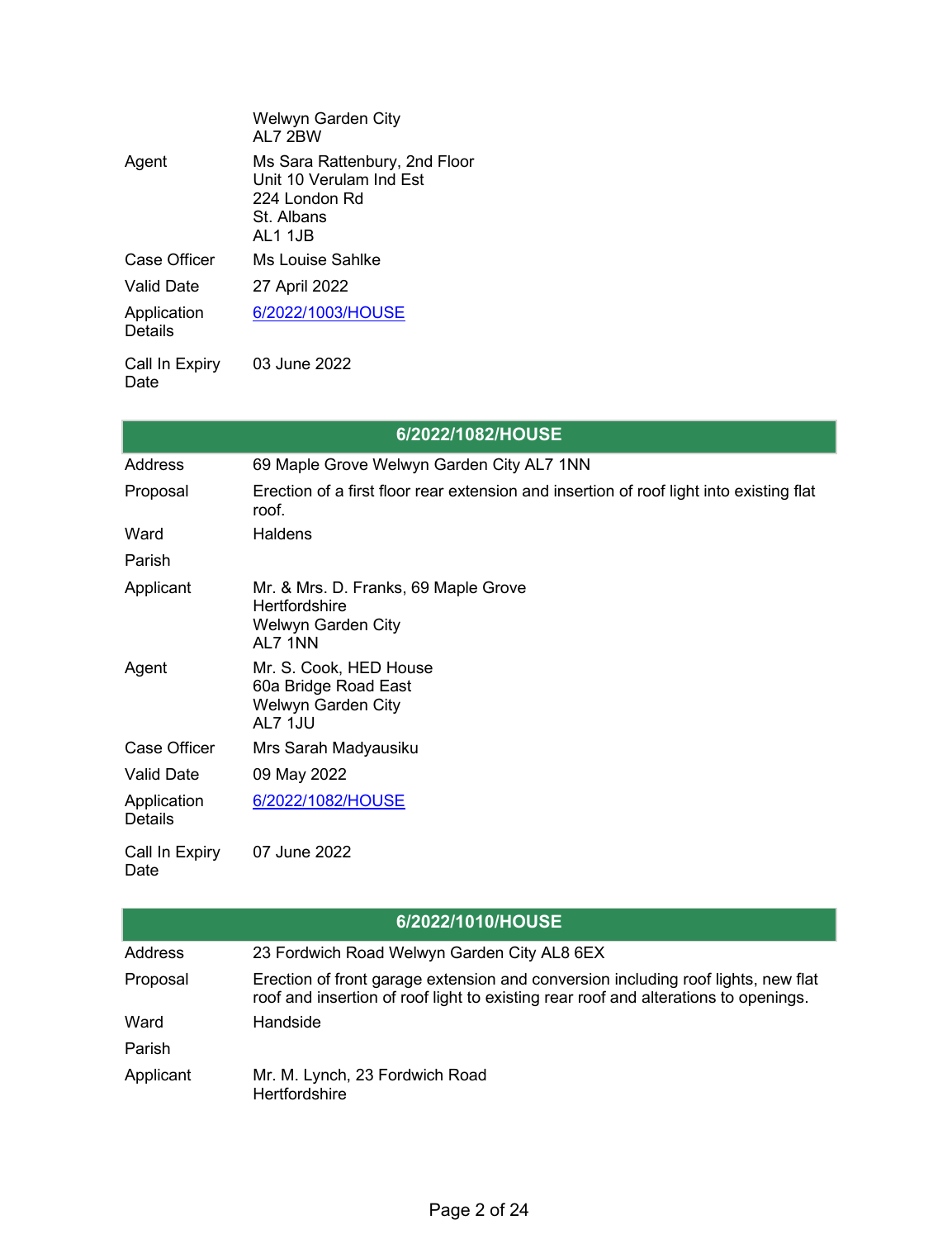| | |
|---|---|
| | Welwyn Garden City<br>AL7 2BW |
| Agent | Ms Sara Rattenbury, 2nd Floor<br>Unit 10 Verulam Ind Est<br>224 London Rd<br>St. Albans<br>AL1 1JB |
| Case Officer | Ms Louise Sahlke |
| Valid Date | 27 April 2022 |
| Application Details | 6/2022/1003/HOUSE |
| Call In Expiry Date | 03 June 2022 |

## 6/2022/1082/HOUSE

| | |
|---|---|
| Address | 69 Maple Grove Welwyn Garden City AL7 1NN |
| Proposal | Erection of a first floor rear extension and insertion of roof light into existing flat roof. |
| Ward | Haldens |
| Parish | |
| Applicant | Mr. & Mrs. D. Franks, 69 Maple Grove<br>Hertfordshire<br>Welwyn Garden City<br>AL7 1NN |
| Agent | Mr. S. Cook, HED House<br>60a Bridge Road East<br>Welwyn Garden City<br>AL7 1JU |
| Case Officer | Mrs Sarah Madyausiku |
| Valid Date | 09 May 2022 |
| Application Details | 6/2022/1082/HOUSE |
| Call In Expiry Date | 07 June 2022 |

## 6/2022/1010/HOUSE

| | |
|---|---|
| Address | 23 Fordwich Road Welwyn Garden City AL8 6EX |
| Proposal | Erection of front garage extension and conversion including roof lights, new flat roof and insertion of roof light to existing rear roof and alterations to openings. |
| Ward | Handside |
| Parish | |
| Applicant | Mr. M. Lynch, 23 Fordwich Road<br>Hertfordshire |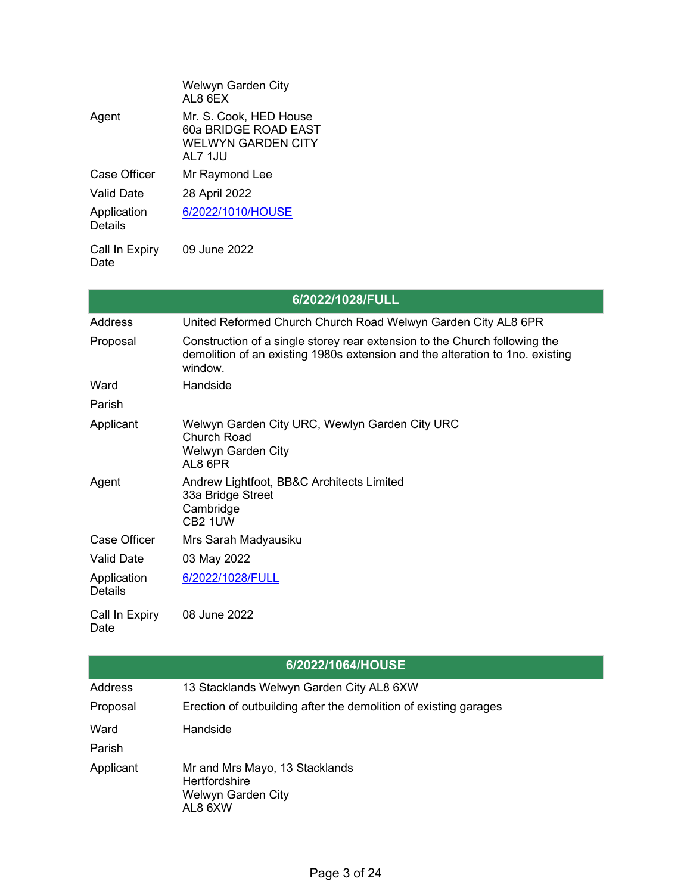| | |
|---|---|
| | Welwyn Garden City<br>AL8 6EX |
| Agent | Mr. S. Cook, HED House<br>60a BRIDGE ROAD EAST<br>WELWYN GARDEN CITY<br>AL7 1JU |
| Case Officer | Mr Raymond Lee |
| Valid Date | 28 April 2022 |
| Application Details | 6/2022/1010/HOUSE |
| Call In Expiry Date | 09 June 2022 |

## 6/2022/1028/FULL

| | |
|---|---|
| Address | United Reformed Church Church Road Welwyn Garden City AL8 6PR |
| Proposal | Construction of a single storey rear extension to the Church following the demolition of an existing 1980s extension and the alteration to 1no. existing window. |
| Ward | Handside |
| Parish | |
| Applicant | Welwyn Garden City URC, Wewlyn Garden City URC<br>Church Road<br>Welwyn Garden City<br>AL8 6PR |
| Agent | Andrew Lightfoot, BB&C Architects Limited<br>33a Bridge Street<br>Cambridge<br>CB2 1UW |
| Case Officer | Mrs Sarah Madyausiku |
| Valid Date | 03 May 2022 |
| Application Details | 6/2022/1028/FULL |
| Call In Expiry Date | 08 June 2022 |

## 6/2022/1064/HOUSE

| | |
|---|---|
| Address | 13 Stacklands Welwyn Garden City AL8 6XW |
| Proposal | Erection of outbuilding after the demolition of existing garages |
| Ward | Handside |
| Parish | |
| Applicant | Mr and Mrs Mayo, 13 Stacklands<br>Hertfordshire<br>Welwyn Garden City<br>AL8 6XW |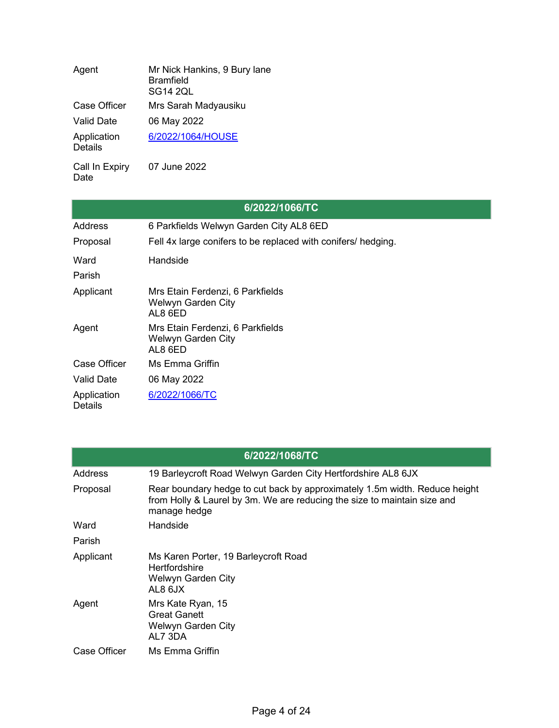| | |
|---|---|
| Agent | Mr Nick Hankins, 9 Bury lane<br>Bramfield<br>SG14 2QL |
| Case Officer | Mrs Sarah Madyausiku |
| Valid Date | 06 May 2022 |
| Application Details | [6/2022/1064/HOUSE]() |
| Call In Expiry Date | 07 June 2022 |

## 6/2022/1066/TC

| | |
|---|---|
| Address | 6 Parkfields Welwyn Garden City AL8 6ED |
| Proposal | Fell 4x large conifers to be replaced with conifers/ hedging. |
| Ward | Handside |
| Parish | |
| Applicant | Mrs Etain Ferdenzi, 6 Parkfields<br>Welwyn Garden City<br>AL8 6ED |
| Agent | Mrs Etain Ferdenzi, 6 Parkfields<br>Welwyn Garden City<br>AL8 6ED |
| Case Officer | Ms Emma Griffin |
| Valid Date | 06 May 2022 |
| Application Details | [6/2022/1066/TC]() |

## 6/2022/1068/TC

| | |
|---|---|
| Address | 19 Barleycroft Road Welwyn Garden City Hertfordshire AL8 6JX |
| Proposal | Rear boundary hedge to cut back by approximately 1.5m width. Reduce height from Holly & Laurel by 3m. We are reducing the size to maintain size and manage hedge |
| Ward | Handside |
| Parish | |
| Applicant | Ms Karen Porter, 19 Barleycroft Road<br>Hertfordshire<br>Welwyn Garden City<br>AL8 6JX |
| Agent | Mrs Kate Ryan, 15<br>Great Ganett<br>Welwyn Garden City<br>AL7 3DA |
| Case Officer | Ms Emma Griffin |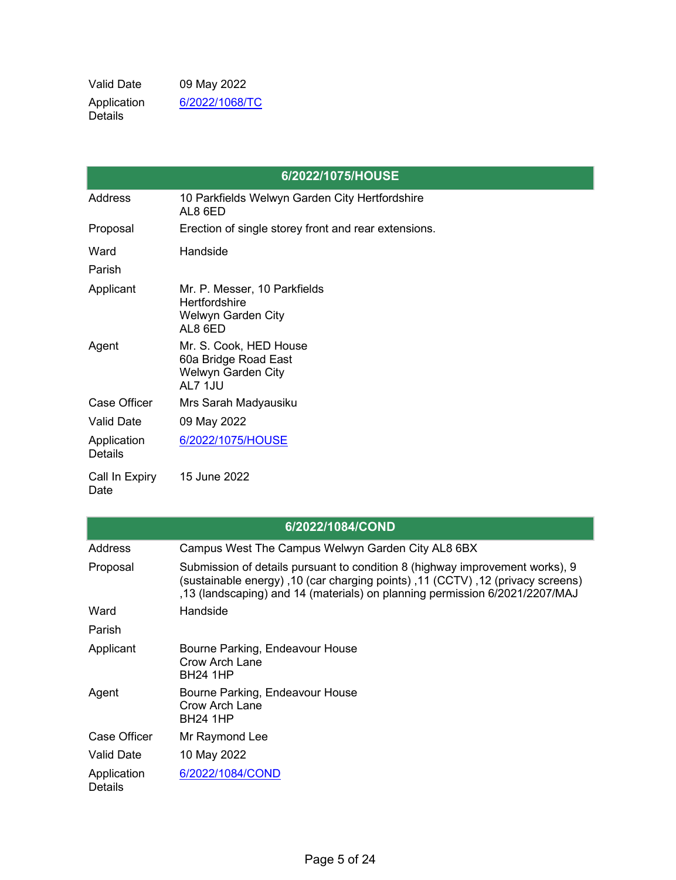| | |
|---|---|
| Valid Date | 09 May 2022 |
| Application Details | 6/2022/1068/TC |

| 6/2022/1075/HOUSE | |
|---|---|
| Address | 10 Parkfields Welwyn Garden City Hertfordshire AL8 6ED |
| Proposal | Erection of single storey front and rear extensions. |
| Ward | Handside |
| Parish | |
| Applicant | Mr. P. Messer, 10 Parkfields<br>Hertfordshire<br>Welwyn Garden City<br>AL8 6ED |
| Agent | Mr. S. Cook, HED House<br>60a Bridge Road East<br>Welwyn Garden City<br>AL7 1JU |
| Case Officer | Mrs Sarah Madyausiku |
| Valid Date | 09 May 2022 |
| Application Details | 6/2022/1075/HOUSE |
| Call In Expiry Date | 15 June 2022 |

| 6/2022/1084/COND | |
|---|---|
| Address | Campus West The Campus Welwyn Garden City AL8 6BX |
| Proposal | Submission of details pursuant to condition 8 (highway improvement works), 9 (sustainable energy) ,10 (car charging points) ,11 (CCTV) ,12 (privacy screens) ,13 (landscaping) and 14 (materials) on planning permission 6/2021/2207/MAJ |
| Ward | Handside |
| Parish | |
| Applicant | Bourne Parking, Endeavour House<br>Crow Arch Lane<br>BH24 1HP |
| Agent | Bourne Parking, Endeavour House<br>Crow Arch Lane<br>BH24 1HP |
| Case Officer | Mr Raymond Lee |
| Valid Date | 10 May 2022 |
| Application Details | 6/2022/1084/COND |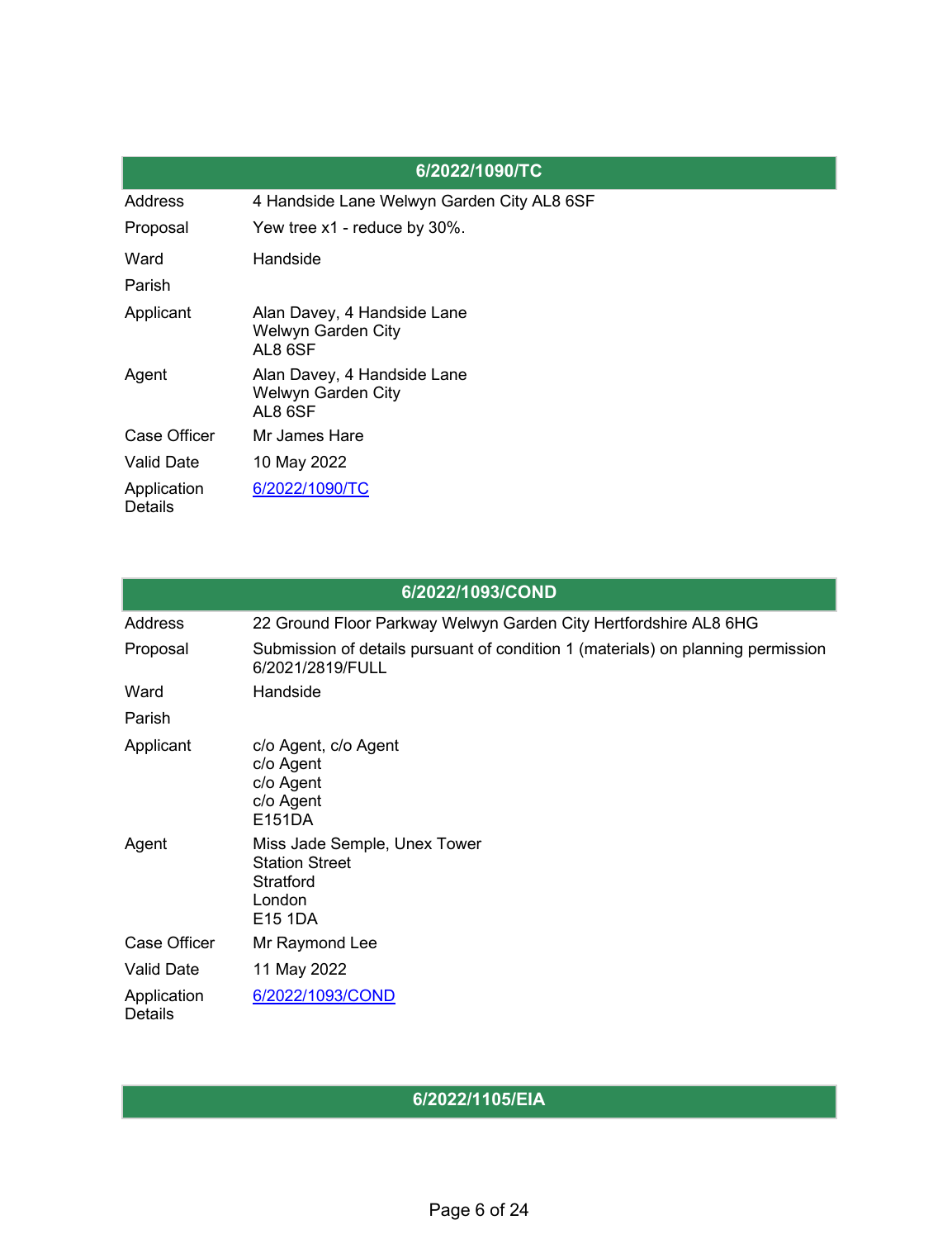| 6/2022/1090/TC | |
|---|---|
| Address | 4 Handside Lane Welwyn Garden City AL8 6SF |
| Proposal | Yew tree x1 - reduce by 30%. |
| Ward | Handside |
| Parish | |
| Applicant | Alan Davey, 4 Handside Lane<br>Welwyn Garden City<br>AL8 6SF |
| Agent | Alan Davey, 4 Handside Lane<br>Welwyn Garden City<br>AL8 6SF |
| Case Officer | Mr James Hare |
| Valid Date | 10 May 2022 |
| Application Details | 6/2022/1090/TC |

| 6/2022/1093/COND | |
|---|---|
| Address | 22 Ground Floor Parkway Welwyn Garden City Hertfordshire AL8 6HG |
| Proposal | Submission of details pursuant of condition 1 (materials) on planning permission 6/2021/2819/FULL |
| Ward | Handside |
| Parish | |
| Applicant | c/o Agent, c/o Agent<br>c/o Agent<br>c/o Agent<br>c/o Agent<br>E151DA |
| Agent | Miss Jade Semple, Unex Tower<br>Station Street<br>Stratford<br>London<br>E15 1DA |
| Case Officer | Mr Raymond Lee |
| Valid Date | 11 May 2022 |
| Application Details | 6/2022/1093/COND |

| 6/2022/1105/EIA |
|---|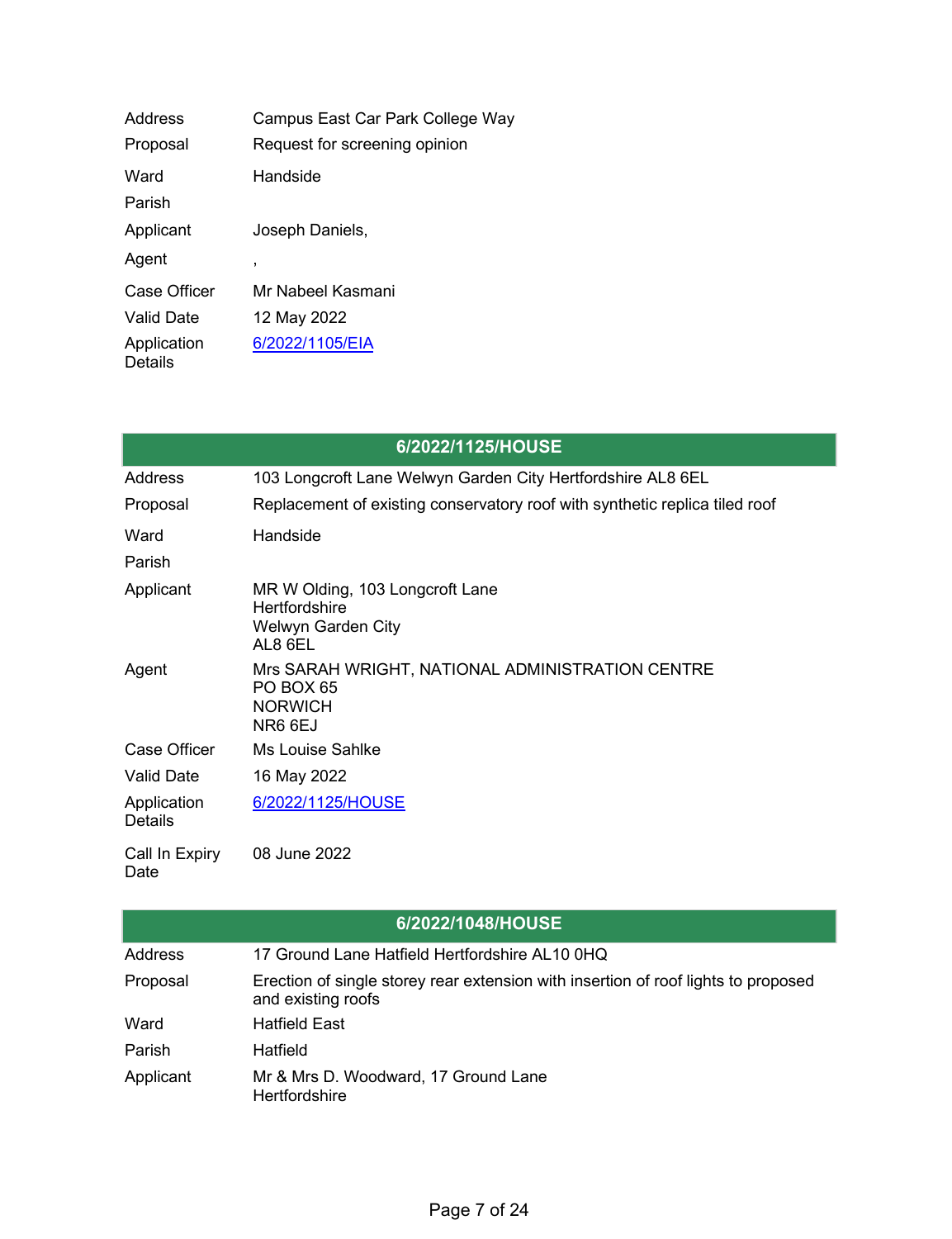| | |
|---|---|
| Address | Campus East Car Park College Way |
| Proposal | Request for screening opinion |
| Ward | Handside |
| Parish | |
| Applicant | Joseph Daniels, |
| Agent | , |
| Case Officer | Mr Nabeel Kasmani |
| Valid Date | 12 May 2022 |
| Application Details | 6/2022/1105/EIA |

## 6/2022/1125/HOUSE

| | |
|---|---|
| Address | 103 Longcroft Lane Welwyn Garden City Hertfordshire AL8 6EL |
| Proposal | Replacement of existing conservatory roof with synthetic replica tiled roof |
| Ward | Handside |
| Parish | |
| Applicant | MR W Olding, 103 Longcroft Lane<br>Hertfordshire<br>Welwyn Garden City<br>AL8 6EL |
| Agent | Mrs SARAH WRIGHT, NATIONAL ADMINISTRATION CENTRE<br>PO BOX 65<br>NORWICH<br>NR6 6EJ |
| Case Officer | Ms Louise Sahlke |
| Valid Date | 16 May 2022 |
| Application Details | 6/2022/1125/HOUSE |
| Call In Expiry Date | 08 June 2022 |

## 6/2022/1048/HOUSE

| | |
|---|---|
| Address | 17 Ground Lane Hatfield Hertfordshire AL10 0HQ |
| Proposal | Erection of single storey rear extension with insertion of roof lights to proposed and existing roofs |
| Ward | Hatfield East |
| Parish | Hatfield |
| Applicant | Mr & Mrs D. Woodward, 17 Ground Lane<br>Hertfordshire |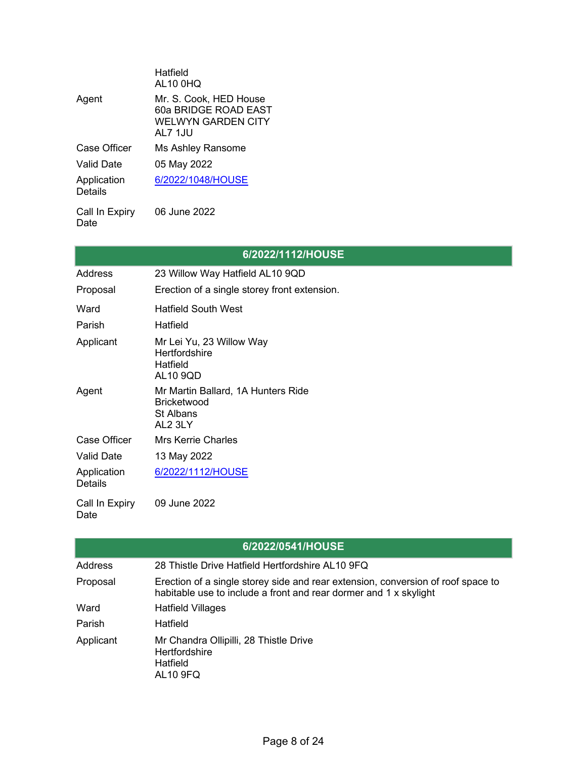| | |
|---|---|
| | Hatfield<br>AL10 0HQ |
| Agent | Mr. S. Cook, HED House<br>60a BRIDGE ROAD EAST<br>WELWYN GARDEN CITY<br>AL7 1JU |
| Case Officer | Ms Ashley Ransome |
| Valid Date | 05 May 2022 |
| Application Details | [6/2022/1048/HOUSE]() |
| Call In Expiry Date | 06 June 2022 |

| 6/2022/1112/HOUSE | |
|---|---|
| Address | 23 Willow Way Hatfield AL10 9QD |
| Proposal | Erection of a single storey front extension. |
| Ward | Hatfield South West |
| Parish | Hatfield |
| Applicant | Mr Lei Yu, 23 Willow Way<br>Hertfordshire<br>Hatfield<br>AL10 9QD |
| Agent | Mr Martin Ballard, 1A Hunters Ride<br>Bricketwood<br>St Albans<br>AL2 3LY |
| Case Officer | Mrs Kerrie Charles |
| Valid Date | 13 May 2022 |
| Application Details | [6/2022/1112/HOUSE]() |
| Call In Expiry Date | 09 June 2022 |

| 6/2022/0541/HOUSE | |
|---|---|
| Address | 28 Thistle Drive Hatfield Hertfordshire AL10 9FQ |
| Proposal | Erection of a single storey side and rear extension, conversion of roof space to habitable use to include a front and rear dormer and 1 x skylight |
| Ward | Hatfield Villages |
| Parish | Hatfield |
| Applicant | Mr Chandra Ollipilli, 28 Thistle Drive<br>Hertfordshire<br>Hatfield<br>AL10 9FQ |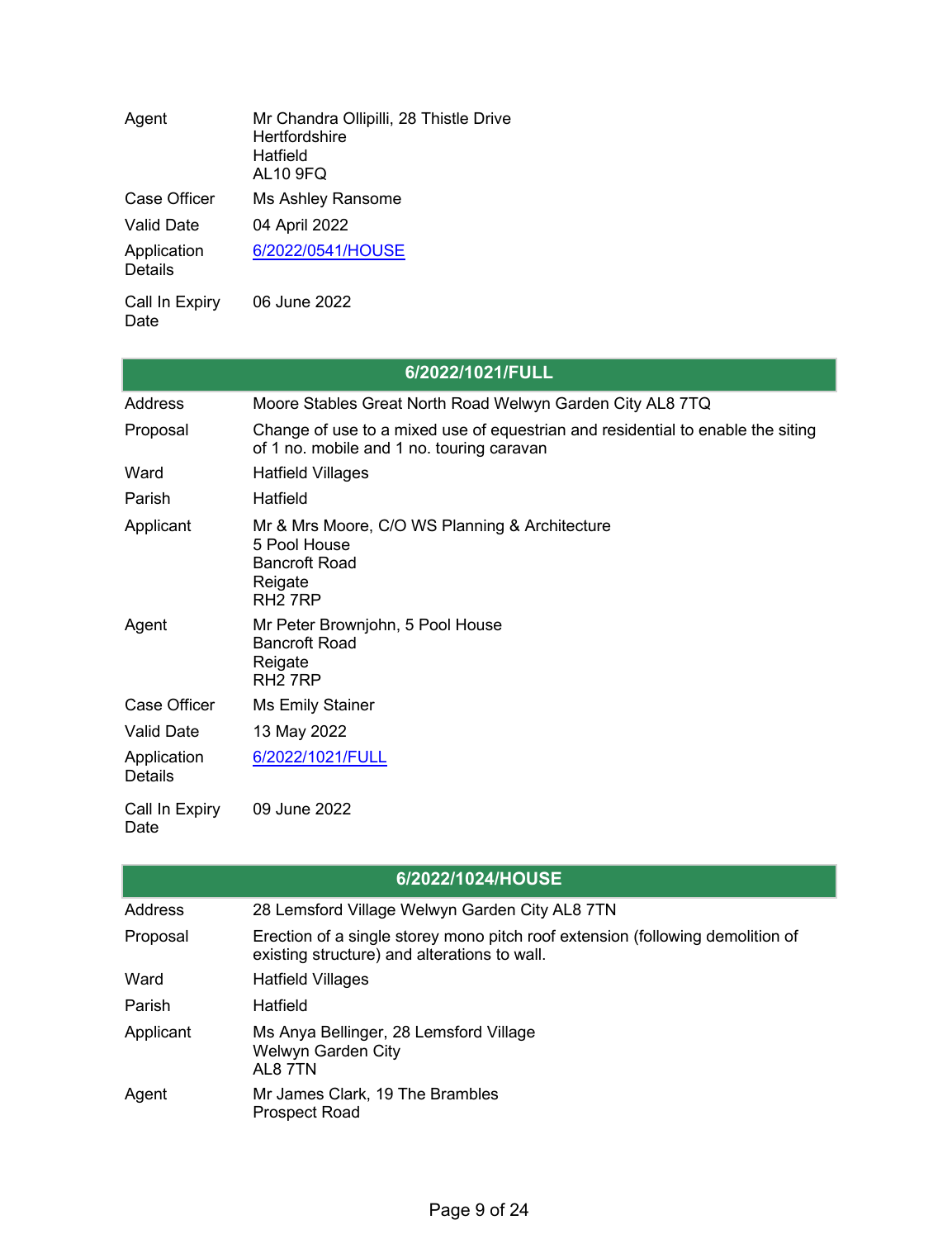| | |
|---|---|
| Agent | Mr Chandra Ollipilli, 28 Thistle Drive<br>Hertfordshire<br>Hatfield<br>AL10 9FQ |
| Case Officer | Ms Ashley Ransome |
| Valid Date | 04 April 2022 |
| Application Details | [6/2022/0541/HOUSE]() |
| Call In Expiry Date | 06 June 2022 |

| 6/2022/1021/FULL | |
|---|---|
| Address | Moore Stables Great North Road Welwyn Garden City AL8 7TQ |
| Proposal | Change of use to a mixed use of equestrian and residential to enable the siting of 1 no. mobile and 1 no. touring caravan |
| Ward | Hatfield Villages |
| Parish | Hatfield |
| Applicant | Mr & Mrs Moore, C/O WS Planning & Architecture<br>5 Pool House<br>Bancroft Road<br>Reigate<br>RH2 7RP |
| Agent | Mr Peter Brownjohn, 5 Pool House<br>Bancroft Road<br>Reigate<br>RH2 7RP |
| Case Officer | Ms Emily Stainer |
| Valid Date | 13 May 2022 |
| Application Details | [6/2022/1021/FULL]() |
| Call In Expiry Date | 09 June 2022 |

| 6/2022/1024/HOUSE | |
|---|---|
| Address | 28 Lemsford Village Welwyn Garden City AL8 7TN |
| Proposal | Erection of a single storey mono pitch roof extension (following demolition of existing structure) and alterations to wall. |
| Ward | Hatfield Villages |
| Parish | Hatfield |
| Applicant | Ms Anya Bellinger, 28 Lemsford Village<br>Welwyn Garden City<br>AL8 7TN |
| Agent | Mr James Clark, 19 The Brambles<br>Prospect Road |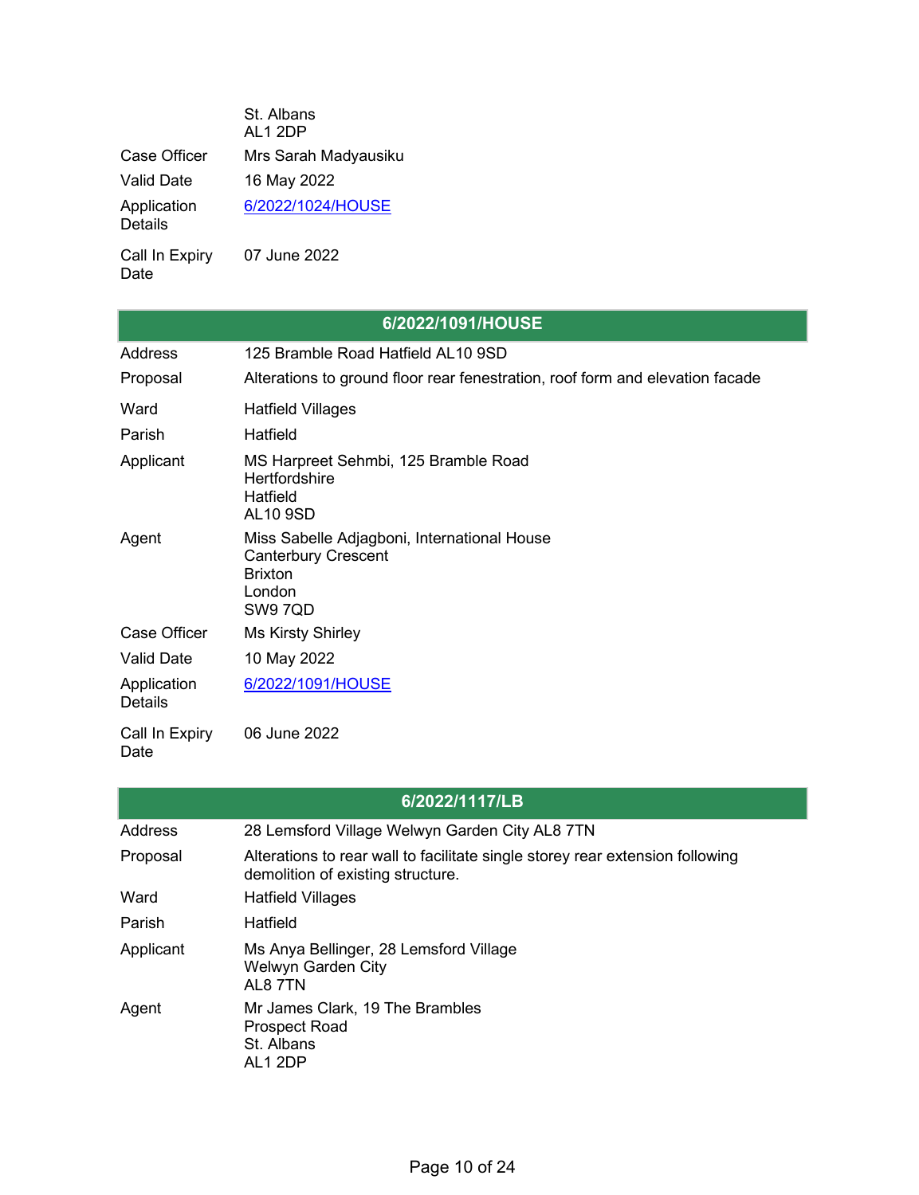| | |
|---|---|
| | St. Albans<br>AL1 2DP |
| Case Officer | Mrs Sarah Madyausiku |
| Valid Date | 16 May 2022 |
| Application Details | 6/2022/1024/HOUSE |
| Call In Expiry Date | 07 June 2022 |

## 6/2022/1091/HOUSE

| | |
|---|---|
| Address | 125 Bramble Road Hatfield AL10 9SD |
| Proposal | Alterations to ground floor rear fenestration, roof form and elevation facade |
| Ward | Hatfield Villages |
| Parish | Hatfield |
| Applicant | MS Harpreet Sehmbi, 125 Bramble Road<br>Hertfordshire<br>Hatfield<br>AL10 9SD |
| Agent | Miss Sabelle Adjagboni, International House<br>Canterbury Crescent<br>Brixton<br>London<br>SW9 7QD |
| Case Officer | Ms Kirsty Shirley |
| Valid Date | 10 May 2022 |
| Application Details | 6/2022/1091/HOUSE |
| Call In Expiry Date | 06 June 2022 |

## 6/2022/1117/LB

| | |
|---|---|
| Address | 28 Lemsford Village Welwyn Garden City AL8 7TN |
| Proposal | Alterations to rear wall to facilitate single storey rear extension following demolition of existing structure. |
| Ward | Hatfield Villages |
| Parish | Hatfield |
| Applicant | Ms Anya Bellinger, 28 Lemsford Village<br>Welwyn Garden City<br>AL8 7TN |
| Agent | Mr James Clark, 19 The Brambles<br>Prospect Road<br>St. Albans<br>AL1 2DP |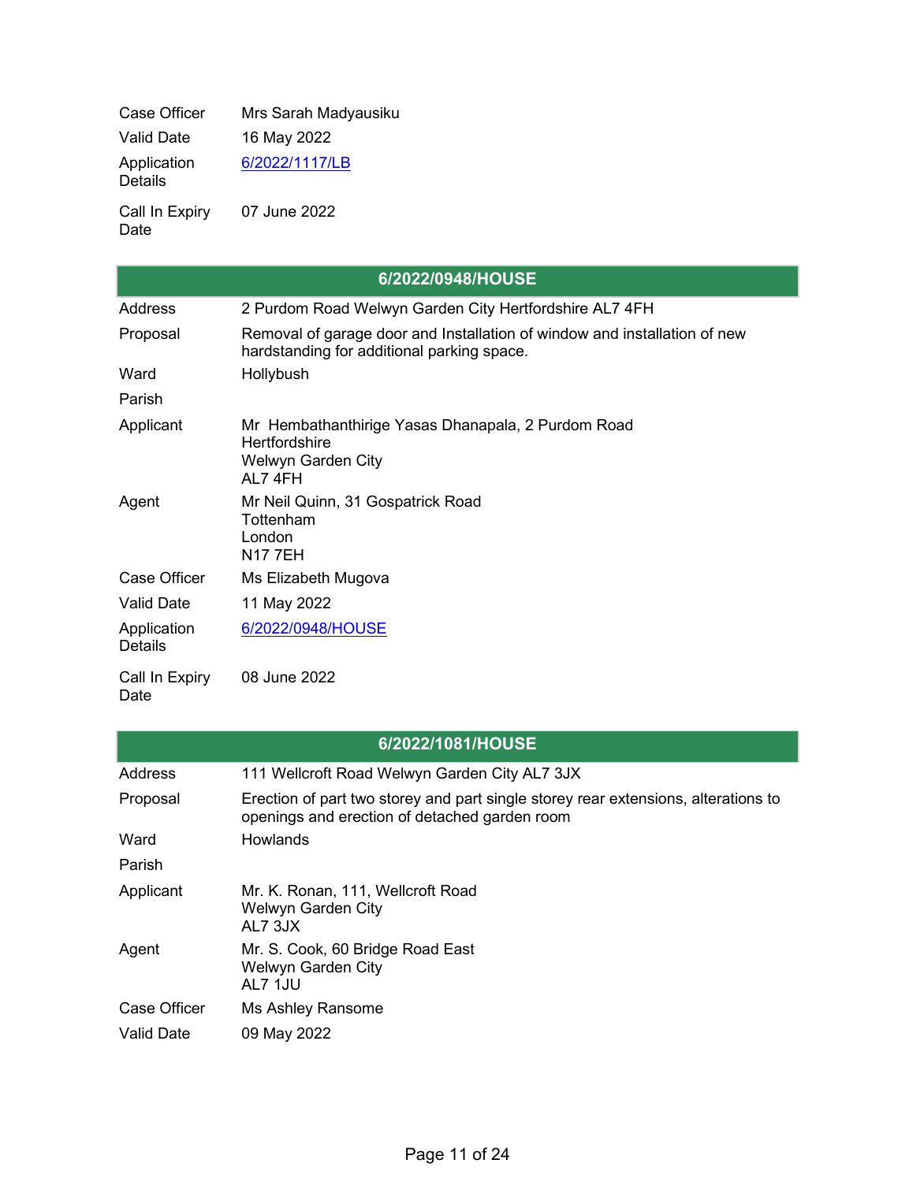| | |
|---|---|
| Case Officer | Mrs Sarah Madyausiku |
| Valid Date | 16 May 2022 |
| Application Details | [6/2022/1117/LB]() |
| Call In Expiry Date | 07 June 2022 |

## 6/2022/0948/HOUSE

| | |
|---|---|
| Address | 2 Purdom Road Welwyn Garden City Hertfordshire AL7 4FH |
| Proposal | Removal of garage door and Installation of window and installation of new hardstanding for additional parking space. |
| Ward | Hollybush |
| Parish | |
| Applicant | Mr Hembathanthirige Yasas Dhanapala, 2 Purdom Road<br>Hertfordshire<br>Welwyn Garden City<br>AL7 4FH |
| Agent | Mr Neil Quinn, 31 Gospatrick Road<br>Tottenham<br>London<br>N17 7EH |
| Case Officer | Ms Elizabeth Mugova |
| Valid Date | 11 May 2022 |
| Application Details | [6/2022/0948/HOUSE]() |
| Call In Expiry Date | 08 June 2022 |

## 6/2022/1081/HOUSE

| | |
|---|---|
| Address | 111 Wellcroft Road Welwyn Garden City AL7 3JX |
| Proposal | Erection of part two storey and part single storey rear extensions, alterations to openings and erection of detached garden room |
| Ward | Howlands |
| Parish | |
| Applicant | Mr. K. Ronan, 111, Wellcroft Road<br>Welwyn Garden City<br>AL7 3JX |
| Agent | Mr. S. Cook, 60 Bridge Road East<br>Welwyn Garden City<br>AL7 1JU |
| Case Officer | Ms Ashley Ransome |
| Valid Date | 09 May 2022 |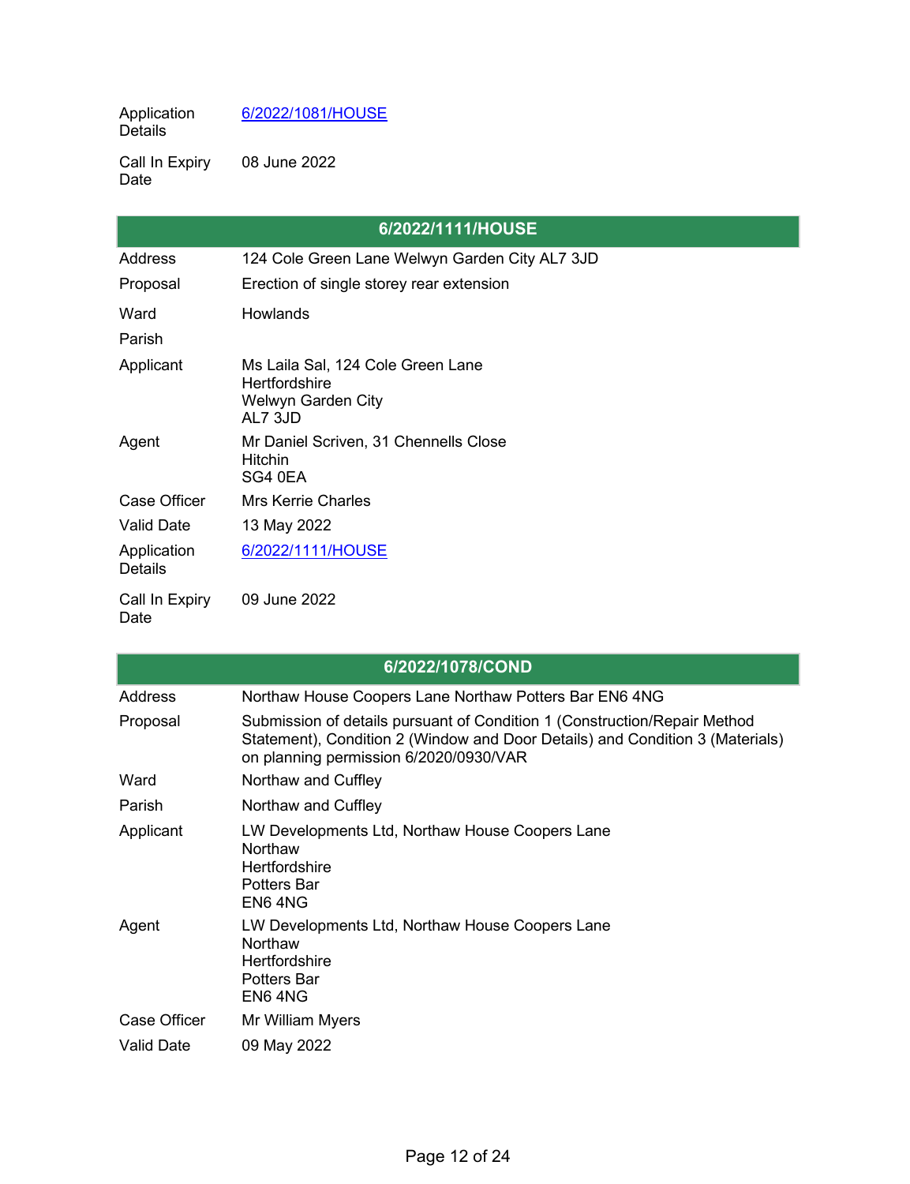| | |
|---|---|
| Application Details | [6/2022/1081/HOUSE]() |
| Call In Expiry Date | 08 June 2022 |

| 6/2022/1111/HOUSE | |
|---|---|
| Address | 124 Cole Green Lane Welwyn Garden City AL7 3JD |
| Proposal | Erection of single storey rear extension |
| Ward | Howlands |
| Parish | |
| Applicant | Ms Laila Sal, 124 Cole Green Lane<br>Hertfordshire<br>Welwyn Garden City<br>AL7 3JD |
| Agent | Mr Daniel Scriven, 31 Chennells Close<br>Hitchin<br>SG4 0EA |
| Case Officer | Mrs Kerrie Charles |
| Valid Date | 13 May 2022 |
| Application Details | [6/2022/1111/HOUSE]() |
| Call In Expiry Date | 09 June 2022 |

| 6/2022/1078/COND | |
|---|---|
| Address | Northaw House Coopers Lane Northaw Potters Bar EN6 4NG |
| Proposal | Submission of details pursuant of Condition 1 (Construction/Repair Method Statement), Condition 2 (Window and Door Details) and Condition 3 (Materials) on planning permission 6/2020/0930/VAR |
| Ward | Northaw and Cuffley |
| Parish | Northaw and Cuffley |
| Applicant | LW Developments Ltd, Northaw House Coopers Lane<br>Northaw<br>Hertfordshire<br>Potters Bar<br>EN6 4NG |
| Agent | LW Developments Ltd, Northaw House Coopers Lane<br>Northaw<br>Hertfordshire<br>Potters Bar<br>EN6 4NG |
| Case Officer | Mr William Myers |
| Valid Date | 09 May 2022 |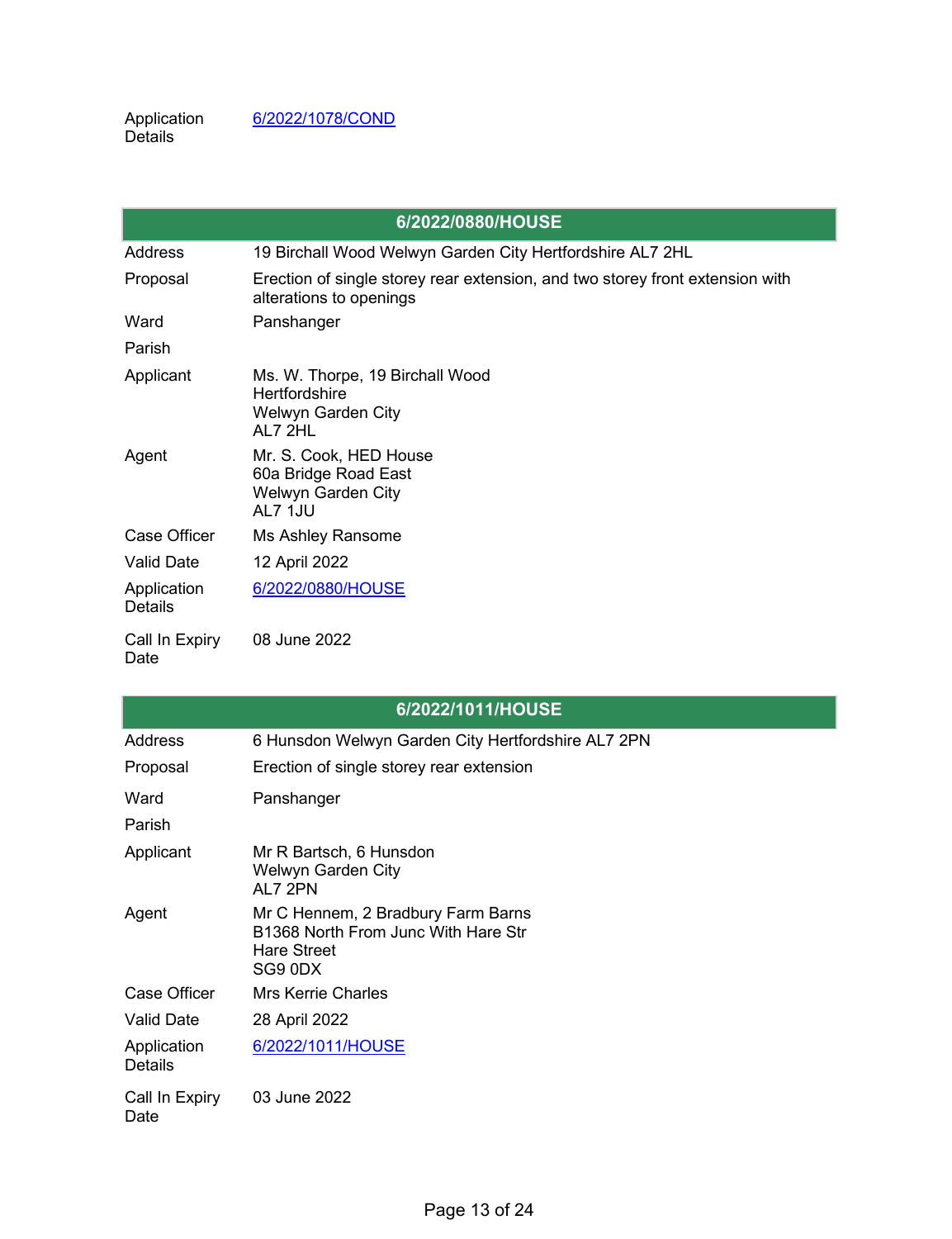| Application Details | [6/2022/1078/COND](6/2022/1078/COND) |
|---|---|

| 6/2022/0880/HOUSE | |
|---|---|
| Address | 19 Birchall Wood Welwyn Garden City Hertfordshire AL7 2HL |
| Proposal | Erection of single storey rear extension, and two storey front extension with alterations to openings |
| Ward | Panshanger |
| Parish | |
| Applicant | Ms. W. Thorpe, 19 Birchall Wood<br>Hertfordshire<br>Welwyn Garden City<br>AL7 2HL |
| Agent | Mr. S. Cook, HED House<br>60a Bridge Road East<br>Welwyn Garden City<br>AL7 1JU |
| Case Officer | Ms Ashley Ransome |
| Valid Date | 12 April 2022 |
| Application Details | 6/2022/0880/HOUSE |
| Call In Expiry Date | 08 June 2022 |

| 6/2022/1011/HOUSE | |
|---|---|
| Address | 6 Hunsdon Welwyn Garden City Hertfordshire AL7 2PN |
| Proposal | Erection of single storey rear extension |
| Ward | Panshanger |
| Parish | |
| Applicant | Mr R Bartsch, 6 Hunsdon<br>Welwyn Garden City<br>AL7 2PN |
| Agent | Mr C Hennem, 2 Bradbury Farm Barns<br>B1368 North From Junc With Hare Str<br>Hare Street<br>SG9 0DX |
| Case Officer | Mrs Kerrie Charles |
| Valid Date | 28 April 2022 |
| Application Details | 6/2022/1011/HOUSE |
| Call In Expiry Date | 03 June 2022 |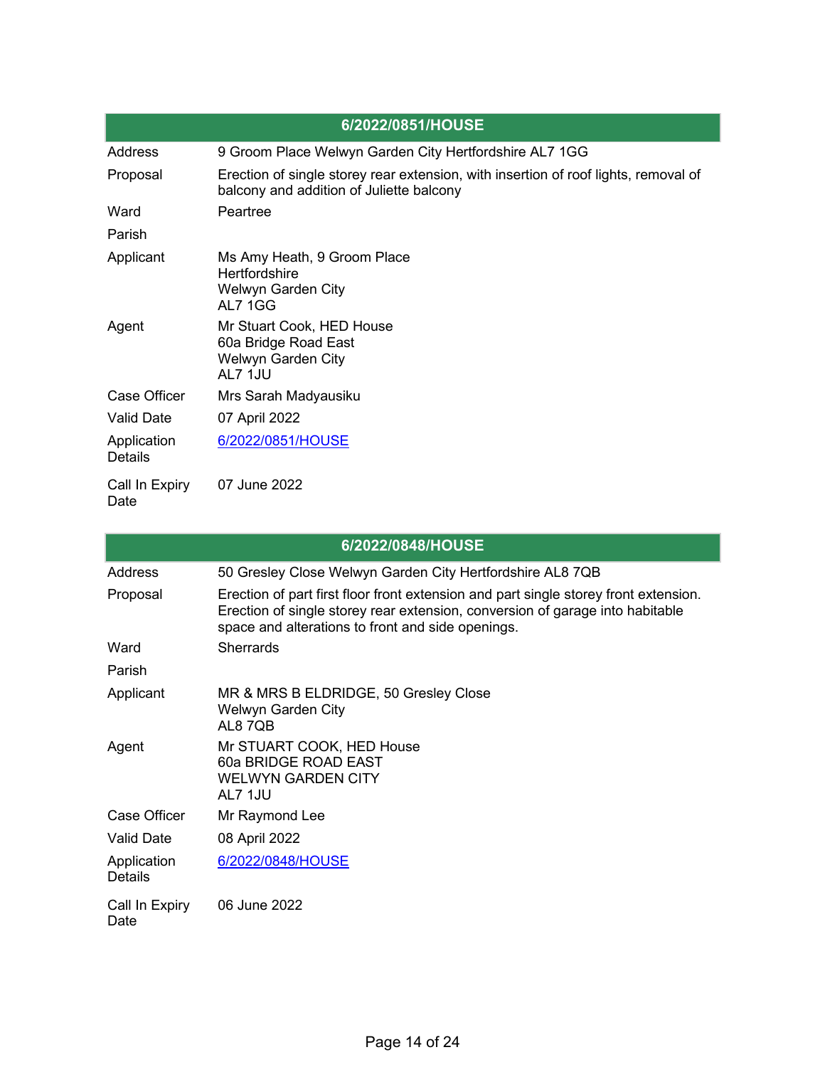| 6/2022/0851/HOUSE | |
|---|---|
| Address | 9 Groom Place Welwyn Garden City Hertfordshire AL7 1GG |
| Proposal | Erection of single storey rear extension, with insertion of roof lights, removal of balcony and addition of Juliette balcony |
| Ward | Peartree |
| Parish | |
| Applicant | Ms Amy Heath, 9 Groom Place<br>Hertfordshire<br>Welwyn Garden City<br>AL7 1GG |
| Agent | Mr Stuart Cook, HED House<br>60a Bridge Road East<br>Welwyn Garden City<br>AL7 1JU |
| Case Officer | Mrs Sarah Madyausiku |
| Valid Date | 07 April 2022 |
| Application Details | [6/2022/0851/HOUSE] |
| Call In Expiry Date | 07 June 2022 |

| 6/2022/0848/HOUSE | |
|---|---|
| Address | 50 Gresley Close Welwyn Garden City Hertfordshire AL8 7QB |
| Proposal | Erection of part first floor front extension and part single storey front extension. Erection of single storey rear extension, conversion of garage into habitable space and alterations to front and side openings. |
| Ward | Sherrards |
| Parish | |
| Applicant | MR & MRS B ELDRIDGE, 50 Gresley Close<br>Welwyn Garden City<br>AL8 7QB |
| Agent | Mr STUART COOK, HED House<br>60a BRIDGE ROAD EAST<br>WELWYN GARDEN CITY<br>AL7 1JU |
| Case Officer | Mr Raymond Lee |
| Valid Date | 08 April 2022 |
| Application Details | [6/2022/0848/HOUSE] |
| Call In Expiry Date | 06 June 2022 |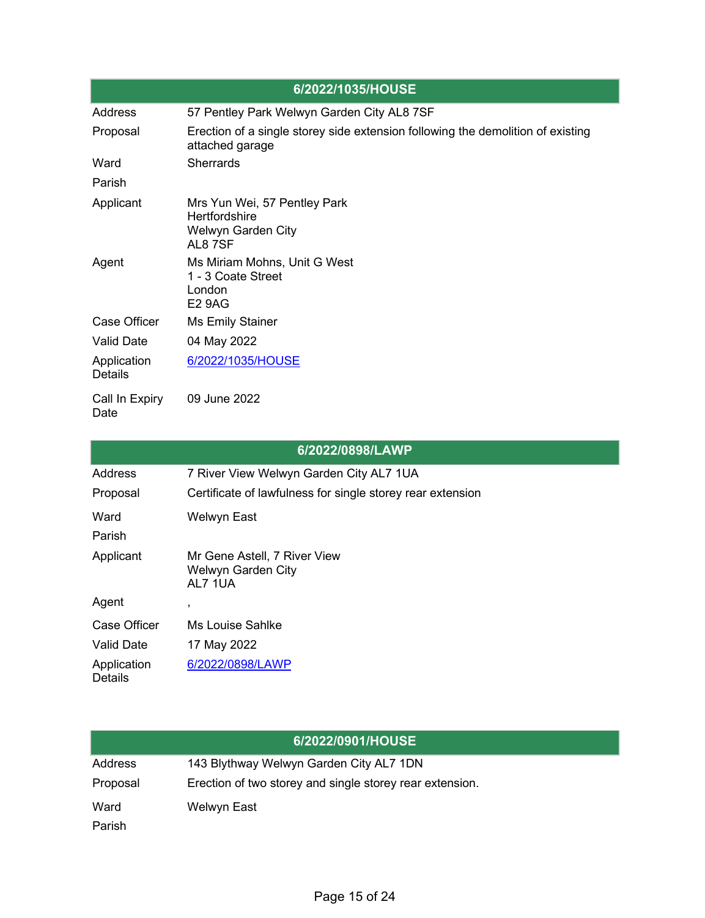| 6/2022/1035/HOUSE | |
|---|---|
| Address | 57 Pentley Park Welwyn Garden City AL8 7SF |
| Proposal | Erection of a single storey side extension following the demolition of existing attached garage |
| Ward | Sherrards |
| Parish | |
| Applicant | Mrs Yun Wei, 57 Pentley Park<br>Hertfordshire<br>Welwyn Garden City<br>AL8 7SF |
| Agent | Ms Miriam Mohns, Unit G West<br>1 - 3 Coate Street<br>London<br>E2 9AG |
| Case Officer | Ms Emily Stainer |
| Valid Date | 04 May 2022 |
| Application Details | 6/2022/1035/HOUSE |
| Call In Expiry Date | 09 June 2022 |

| 6/2022/0898/LAWP | |
|---|---|
| Address | 7 River View Welwyn Garden City AL7 1UA |
| Proposal | Certificate of lawfulness for single storey rear extension |
| Ward | Welwyn East |
| Parish | |
| Applicant | Mr Gene Astell, 7 River View<br>Welwyn Garden City<br>AL7 1UA |
| Agent | , |
| Case Officer | Ms Louise Sahlke |
| Valid Date | 17 May 2022 |
| Application Details | 6/2022/0898/LAWP |

| 6/2022/0901/HOUSE | |
|---|---|
| Address | 143 Blythway Welwyn Garden City AL7 1DN |
| Proposal | Erection of two storey and single storey rear extension. |
| Ward | Welwyn East |
| Parish | |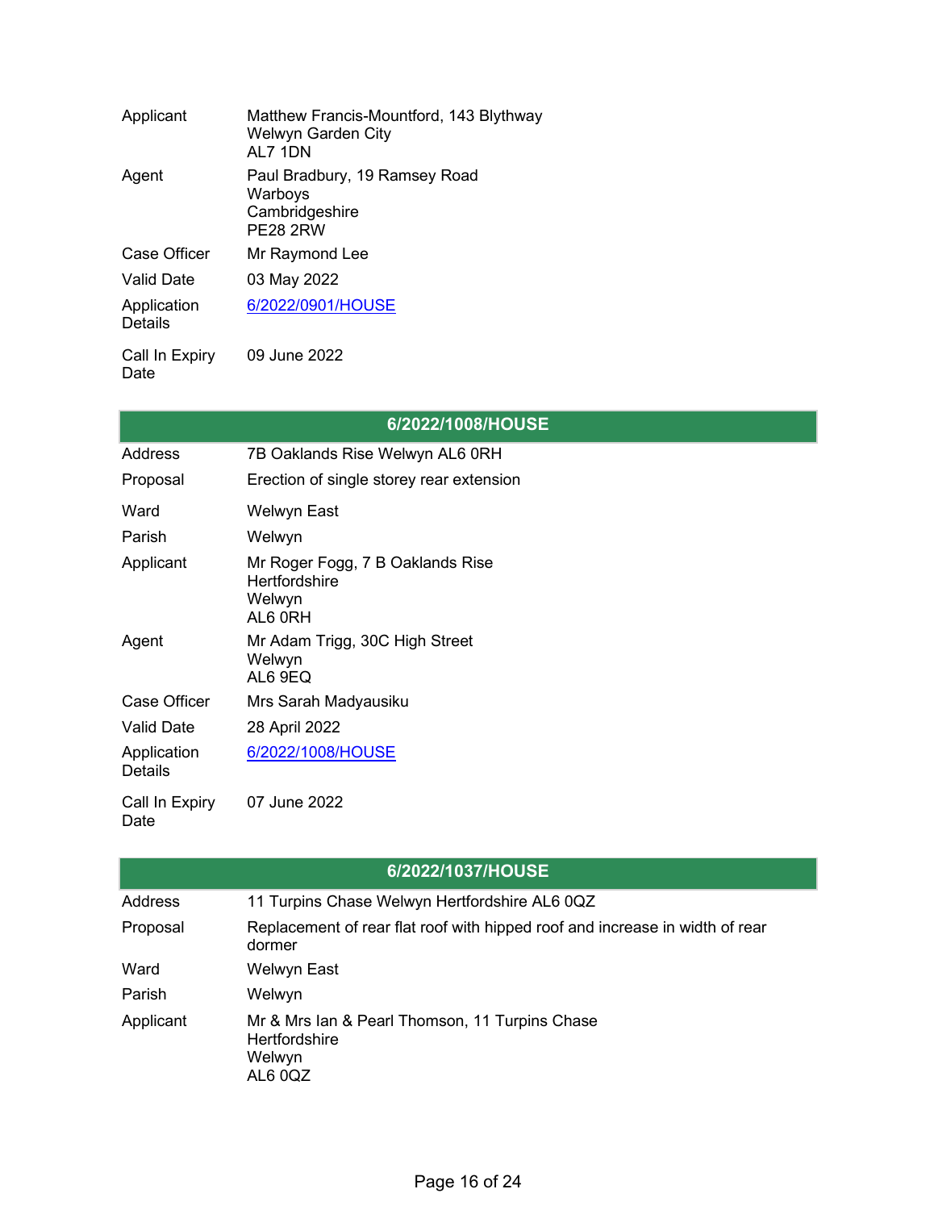| | |
|---|---|
| Applicant | Matthew Francis-Mountford, 143 Blythway<br>Welwyn Garden City<br>AL7 1DN |
| Agent | Paul Bradbury, 19 Ramsey Road<br>Warboys<br>Cambridgeshire<br>PE28 2RW |
| Case Officer | Mr Raymond Lee |
| Valid Date | 03 May 2022 |
| Application Details | 6/2022/0901/HOUSE |
| Call In Expiry Date | 09 June 2022 |

| 6/2022/1008/HOUSE | |
|---|---|
| Address | 7B Oaklands Rise Welwyn AL6 0RH |
| Proposal | Erection of single storey rear extension |
| Ward | Welwyn East |
| Parish | Welwyn |
| Applicant | Mr Roger Fogg, 7 B Oaklands Rise<br>Hertfordshire<br>Welwyn<br>AL6 0RH |
| Agent | Mr Adam Trigg, 30C High Street<br>Welwyn<br>AL6 9EQ |
| Case Officer | Mrs Sarah Madyausiku |
| Valid Date | 28 April 2022 |
| Application Details | 6/2022/1008/HOUSE |
| Call In Expiry Date | 07 June 2022 |

| 6/2022/1037/HOUSE | |
|---|---|
| Address | 11 Turpins Chase Welwyn Hertfordshire AL6 0QZ |
| Proposal | Replacement of rear flat roof with hipped roof and increase in width of rear dormer |
| Ward | Welwyn East |
| Parish | Welwyn |
| Applicant | Mr & Mrs Ian & Pearl Thomson, 11 Turpins Chase<br>Hertfordshire<br>Welwyn<br>AL6 0QZ |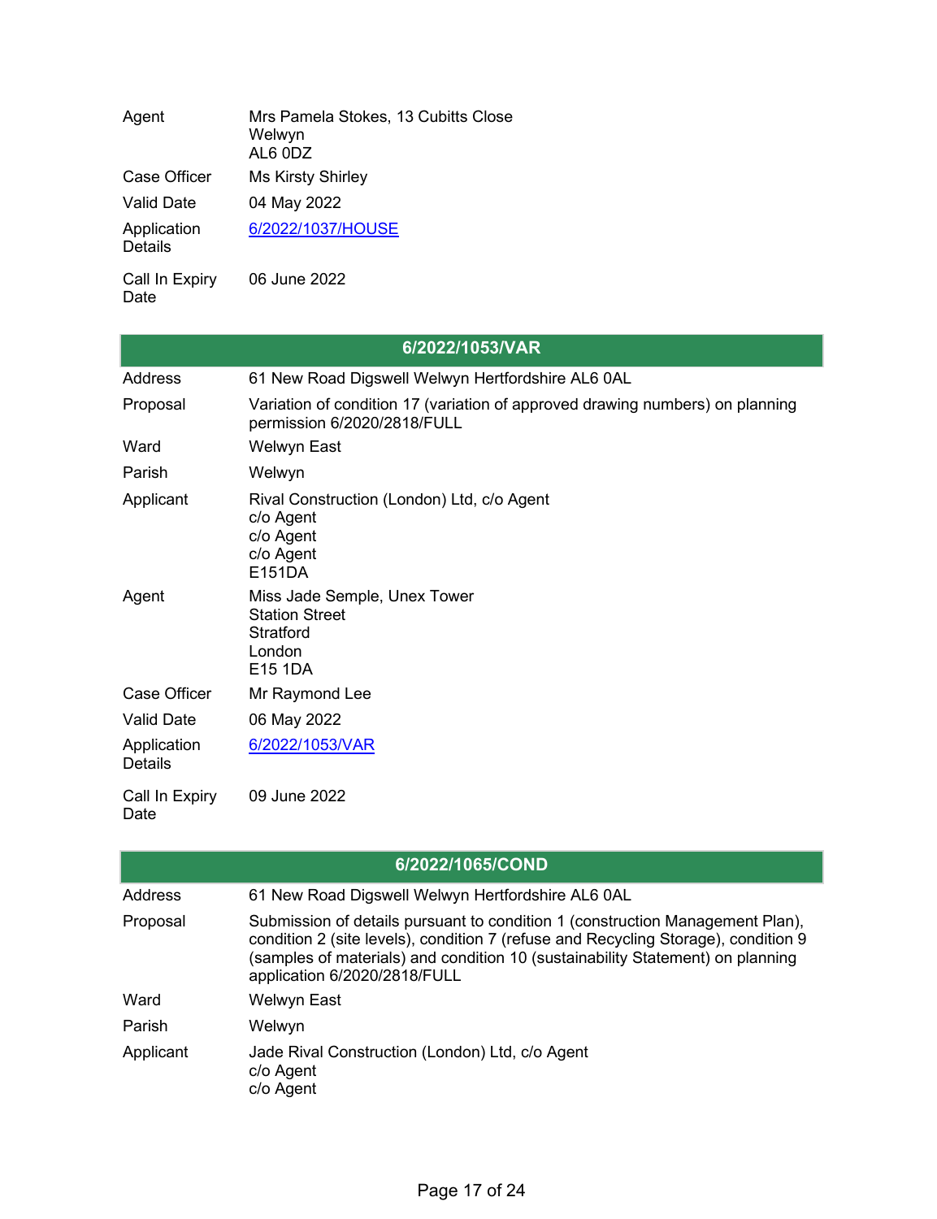| | |
|---|---|
| Agent | Mrs Pamela Stokes, 13 Cubitts Close<br>Welwyn<br>AL6 0DZ |
| Case Officer | Ms Kirsty Shirley |
| Valid Date | 04 May 2022 |
| Application Details | 6/2022/1037/HOUSE |
| Call In Expiry Date | 06 June 2022 |

| 6/2022/1053/VAR | |
|---|---|
| Address | 61 New Road Digswell Welwyn Hertfordshire AL6 0AL |
| Proposal | Variation of condition 17 (variation of approved drawing numbers) on planning permission 6/2020/2818/FULL |
| Ward | Welwyn East |
| Parish | Welwyn |
| Applicant | Rival Construction (London) Ltd, c/o Agent<br>c/o Agent<br>c/o Agent<br>c/o Agent<br>E151DA |
| Agent | Miss Jade Semple, Unex Tower<br>Station Street<br>Stratford<br>London<br>E15 1DA |
| Case Officer | Mr Raymond Lee |
| Valid Date | 06 May 2022 |
| Application Details | 6/2022/1053/VAR |
| Call In Expiry Date | 09 June 2022 |

| 6/2022/1065/COND | |
|---|---|
| Address | 61 New Road Digswell Welwyn Hertfordshire AL6 0AL |
| Proposal | Submission of details pursuant to condition 1 (construction Management Plan), condition 2 (site levels), condition 7 (refuse and Recycling Storage), condition 9 (samples of materials) and condition 10 (sustainability Statement) on planning application 6/2020/2818/FULL |
| Ward | Welwyn East |
| Parish | Welwyn |
| Applicant | Jade Rival Construction (London) Ltd, c/o Agent<br>c/o Agent<br>c/o Agent |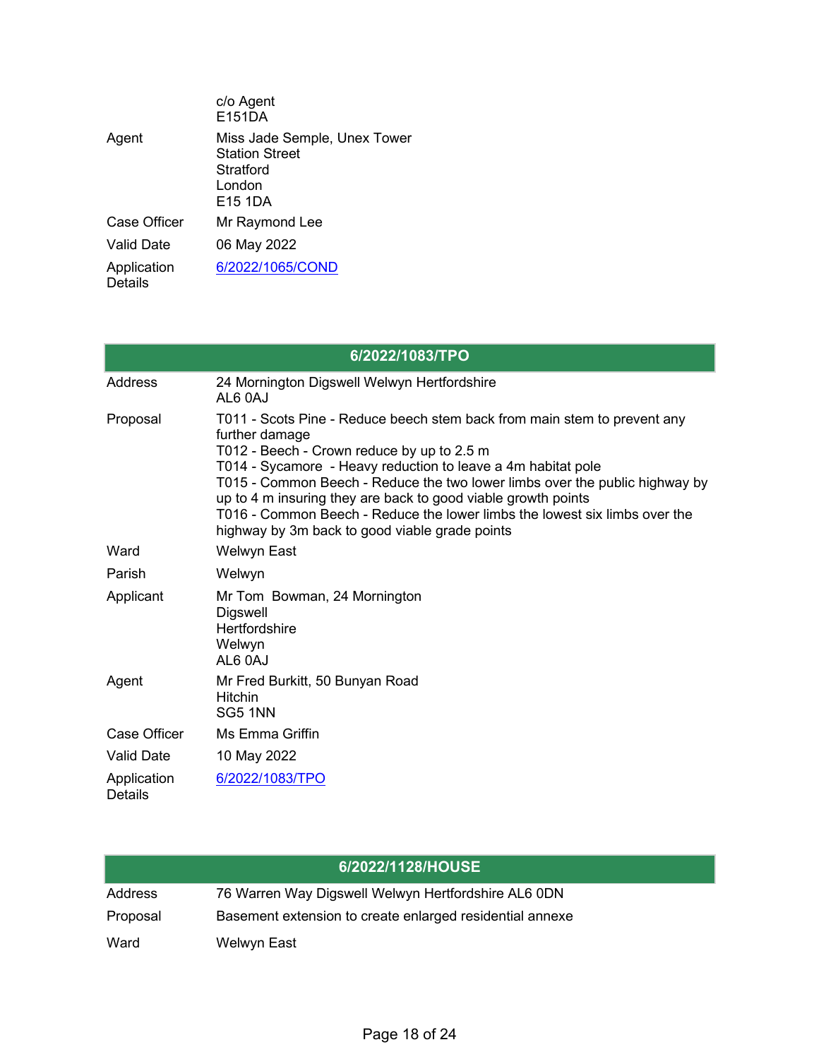| | |
|---|---|
| | c/o Agent<br>E151DA |
| Agent | Miss Jade Semple, Unex Tower<br>Station Street<br>Stratford<br>London<br>E15 1DA |
| Case Officer | Mr Raymond Lee |
| Valid Date | 06 May 2022 |
| Application Details | [6/2022/1065/COND]() |

## 6/2022/1083/TPO

| | |
|---|---|
| Address | 24 Mornington Digswell Welwyn Hertfordshire<br>AL6 0AJ |
| Proposal | T011 - Scots Pine - Reduce beech stem back from main stem to prevent any further damage<br>T012 - Beech - Crown reduce by up to 2.5 m<br>T014 - Sycamore - Heavy reduction to leave a 4m habitat pole<br>T015 - Common Beech - Reduce the two lower limbs over the public highway by up to 4 m insuring they are back to good viable growth points<br>T016 - Common Beech - Reduce the lower limbs the lowest six limbs over the highway by 3m back to good viable grade points |
| Ward | Welwyn East |
| Parish | Welwyn |
| Applicant | Mr Tom Bowman, 24 Mornington<br>Digswell<br>Hertfordshire<br>Welwyn<br>AL6 0AJ |
| Agent | Mr Fred Burkitt, 50 Bunyan Road<br>Hitchin<br>SG5 1NN |
| Case Officer | Ms Emma Griffin |
| Valid Date | 10 May 2022 |
| Application Details | [6/2022/1083/TPO]() |

## 6/2022/1128/HOUSE

| | |
|---|---|
| Address | 76 Warren Way Digswell Welwyn Hertfordshire AL6 0DN |
| Proposal | Basement extension to create enlarged residential annexe |
| Ward | Welwyn East |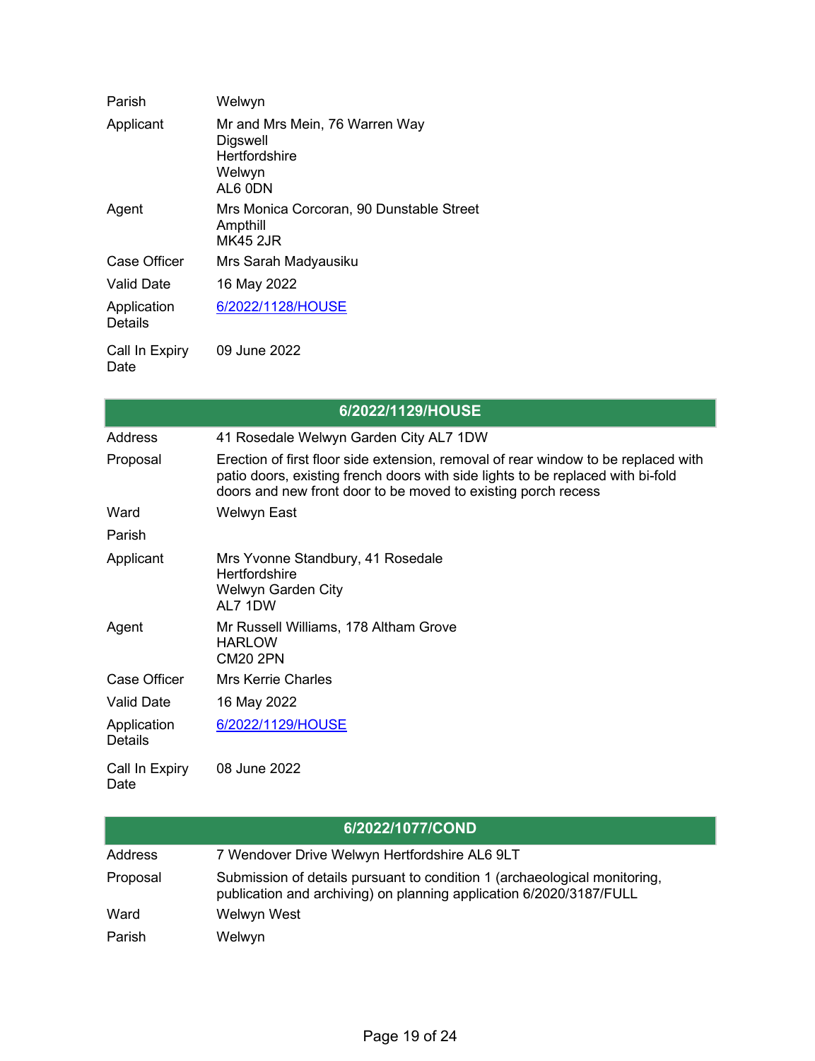| | |
|---|---|
| Parish | Welwyn |
| Applicant | Mr and Mrs Mein, 76 Warren Way<br>Digswell<br>Hertfordshire<br>Welwyn<br>AL6 0DN |
| Agent | Mrs Monica Corcoran, 90 Dunstable Street<br>Ampthill<br>MK45 2JR |
| Case Officer | Mrs Sarah Madyausiku |
| Valid Date | 16 May 2022 |
| Application Details | 6/2022/1128/HOUSE |
| Call In Expiry Date | 09 June 2022 |

## 6/2022/1129/HOUSE

| | |
|---|---|
| Address | 41 Rosedale Welwyn Garden City AL7 1DW |
| Proposal | Erection of first floor side extension, removal of rear window to be replaced with patio doors, existing french doors with side lights to be replaced with bi-fold doors and new front door to be moved to existing porch recess |
| Ward | Welwyn East |
| Parish | |
| Applicant | Mrs Yvonne Standbury, 41 Rosedale<br>Hertfordshire<br>Welwyn Garden City<br>AL7 1DW |
| Agent | Mr Russell Williams, 178 Altham Grove<br>HARLOW<br>CM20 2PN |
| Case Officer | Mrs Kerrie Charles |
| Valid Date | 16 May 2022 |
| Application Details | 6/2022/1129/HOUSE |
| Call In Expiry Date | 08 June 2022 |

## 6/2022/1077/COND

| | |
|---|---|
| Address | 7 Wendover Drive Welwyn Hertfordshire AL6 9LT |
| Proposal | Submission of details pursuant to condition 1 (archaeological monitoring, publication and archiving) on planning application 6/2020/3187/FULL |
| Ward | Welwyn West |
| Parish | Welwyn |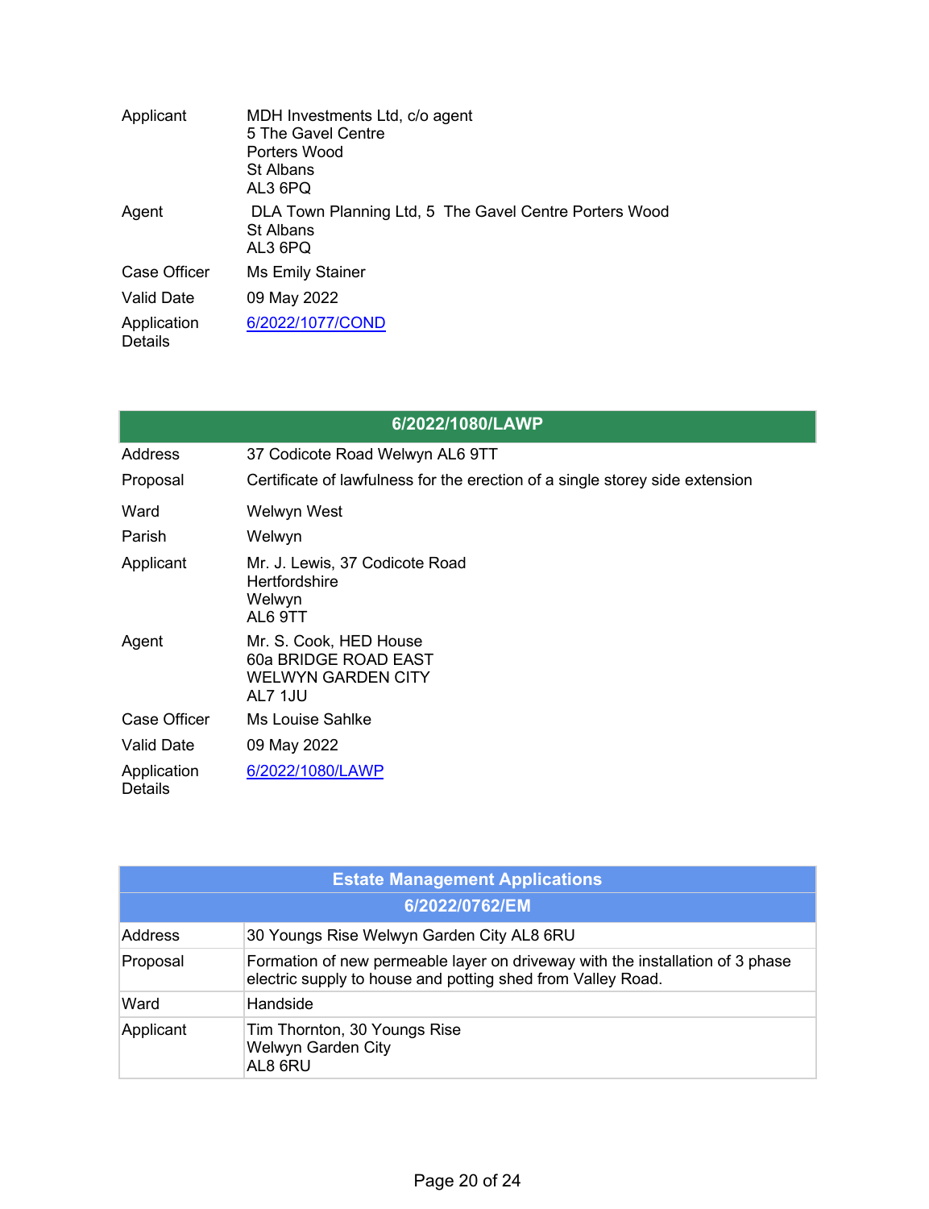| | |
|---|---|
| Applicant | MDH Investments Ltd, c/o agent<br>5 The Gavel Centre<br>Porters Wood<br>St Albans<br>AL3 6PQ |
| Agent | DLA Town Planning Ltd, 5 The Gavel Centre Porters Wood<br>St Albans<br>AL3 6PQ |
| Case Officer | Ms Emily Stainer |
| Valid Date | 09 May 2022 |
| Application Details | [6/2022/1077/COND]() |

| 6/2022/1080/LAWP | |
|---|---|
| Address | 37 Codicote Road Welwyn AL6 9TT |
| Proposal | Certificate of lawfulness for the erection of a single storey side extension |
| Ward | Welwyn West |
| Parish | Welwyn |
| Applicant | Mr. J. Lewis, 37 Codicote Road<br>Hertfordshire<br>Welwyn<br>AL6 9TT |
| Agent | Mr. S. Cook, HED House<br>60a BRIDGE ROAD EAST<br>WELWYN GARDEN CITY<br>AL7 1JU |
| Case Officer | Ms Louise Sahlke |
| Valid Date | 09 May 2022 |
| Application Details | [6/2022/1080/LAWP]() |

## Estate Management Applications

| 6/2022/0762/EM | |
|---|---|
| Address | 30 Youngs Rise Welwyn Garden City AL8 6RU |
| Proposal | Formation of new permeable layer on driveway with the installation of 3 phase electric supply to house and potting shed from Valley Road. |
| Ward | Handside |
| Applicant | Tim Thornton, 30 Youngs Rise<br>Welwyn Garden City<br>AL8 6RU |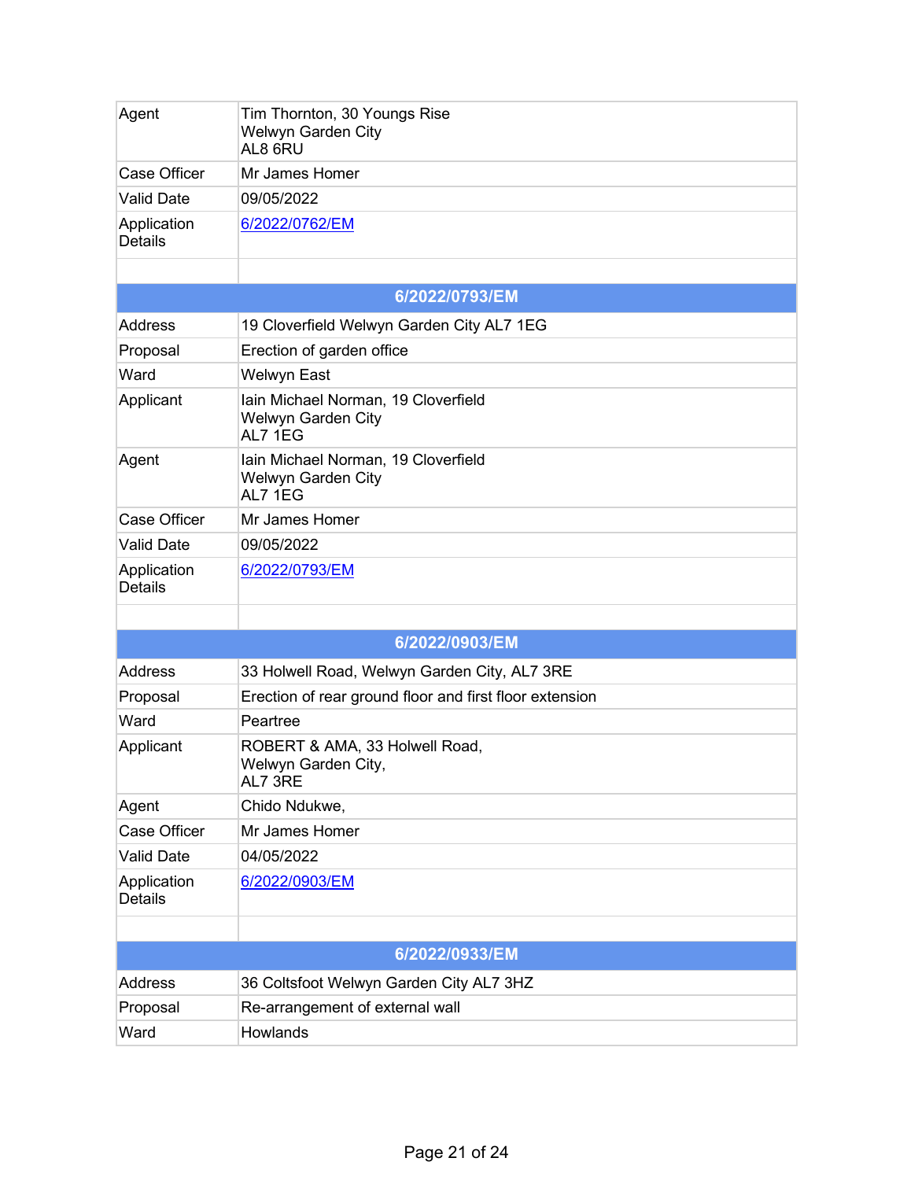| | |
|---|---|
| Agent | Tim Thornton, 30 Youngs Rise<br>Welwyn Garden City<br>AL8 6RU |
| Case Officer | Mr James Homer |
| Valid Date | 09/05/2022 |
| Application Details | 6/2022/0762/EM |

| 6/2022/0793/EM | |
|---|---|
| Address | 19 Cloverfield Welwyn Garden City AL7 1EG |
| Proposal | Erection of garden office |
| Ward | Welwyn East |
| Applicant | Iain Michael Norman, 19 Cloverfield<br>Welwyn Garden City<br>AL7 1EG |
| Agent | Iain Michael Norman, 19 Cloverfield<br>Welwyn Garden City<br>AL7 1EG |
| Case Officer | Mr James Homer |
| Valid Date | 09/05/2022 |
| Application Details | 6/2022/0793/EM |

| 6/2022/0903/EM | |
|---|---|
| Address | 33 Holwell Road, Welwyn Garden City, AL7 3RE |
| Proposal | Erection of rear ground floor and first floor extension |
| Ward | Peartree |
| Applicant | ROBERT & AMA, 33 Holwell Road,<br>Welwyn Garden City,<br>AL7 3RE |
| Agent | Chido Ndukwe, |
| Case Officer | Mr James Homer |
| Valid Date | 04/05/2022 |
| Application Details | 6/2022/0903/EM |

| 6/2022/0933/EM | |
|---|---|
| Address | 36 Coltsfoot Welwyn Garden City AL7 3HZ |
| Proposal | Re-arrangement of external wall |
| Ward | Howlands |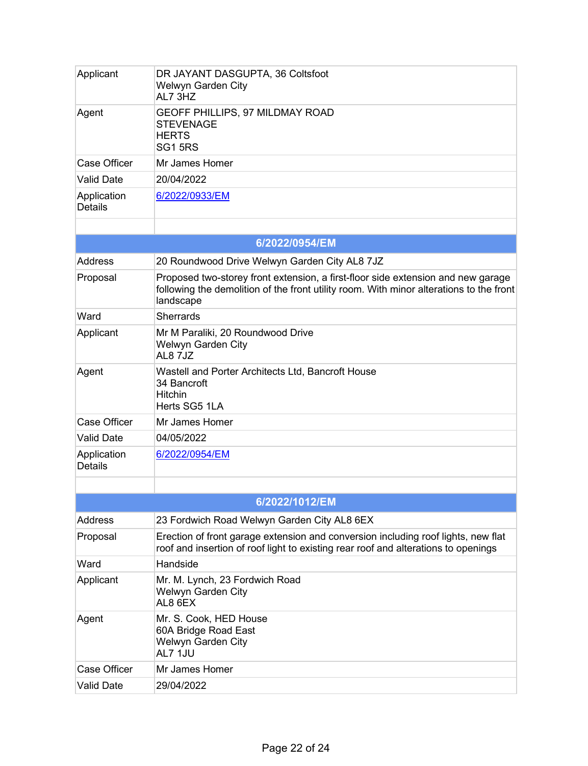| | |
|---|---|
| Applicant | DR JAYANT DASGUPTA, 36 Coltsfoot<br>Welwyn Garden City<br>AL7 3HZ |
| Agent | GEOFF PHILLIPS, 97 MILDMAY ROAD<br>STEVENAGE<br>HERTS<br>SG1 5RS |
| Case Officer | Mr James Homer |
| Valid Date | 20/04/2022 |
| Application Details | 6/2022/0933/EM |

| 6/2022/0954/EM | |
|---|---|
| Address | 20 Roundwood Drive Welwyn Garden City AL8 7JZ |
| Proposal | Proposed two-storey front extension, a first-floor side extension and new garage following the demolition of the front utility room. With minor alterations to the front landscape |
| Ward | Sherrards |
| Applicant | Mr M Paraliki, 20 Roundwood Drive<br>Welwyn Garden City<br>AL8 7JZ |
| Agent | Wastell and Porter Architects Ltd, Bancroft House<br>34 Bancroft<br>Hitchin<br>Herts SG5 1LA |
| Case Officer | Mr James Homer |
| Valid Date | 04/05/2022 |
| Application Details | 6/2022/0954/EM |

| 6/2022/1012/EM | |
|---|---|
| Address | 23 Fordwich Road Welwyn Garden City AL8 6EX |
| Proposal | Erection of front garage extension and conversion including roof lights, new flat roof and insertion of roof light to existing rear roof and alterations to openings |
| Ward | Handside |
| Applicant | Mr. M. Lynch, 23 Fordwich Road<br>Welwyn Garden City<br>AL8 6EX |
| Agent | Mr. S. Cook, HED House<br>60A Bridge Road East<br>Welwyn Garden City<br>AL7 1JU |
| Case Officer | Mr James Homer |
| Valid Date | 29/04/2022 |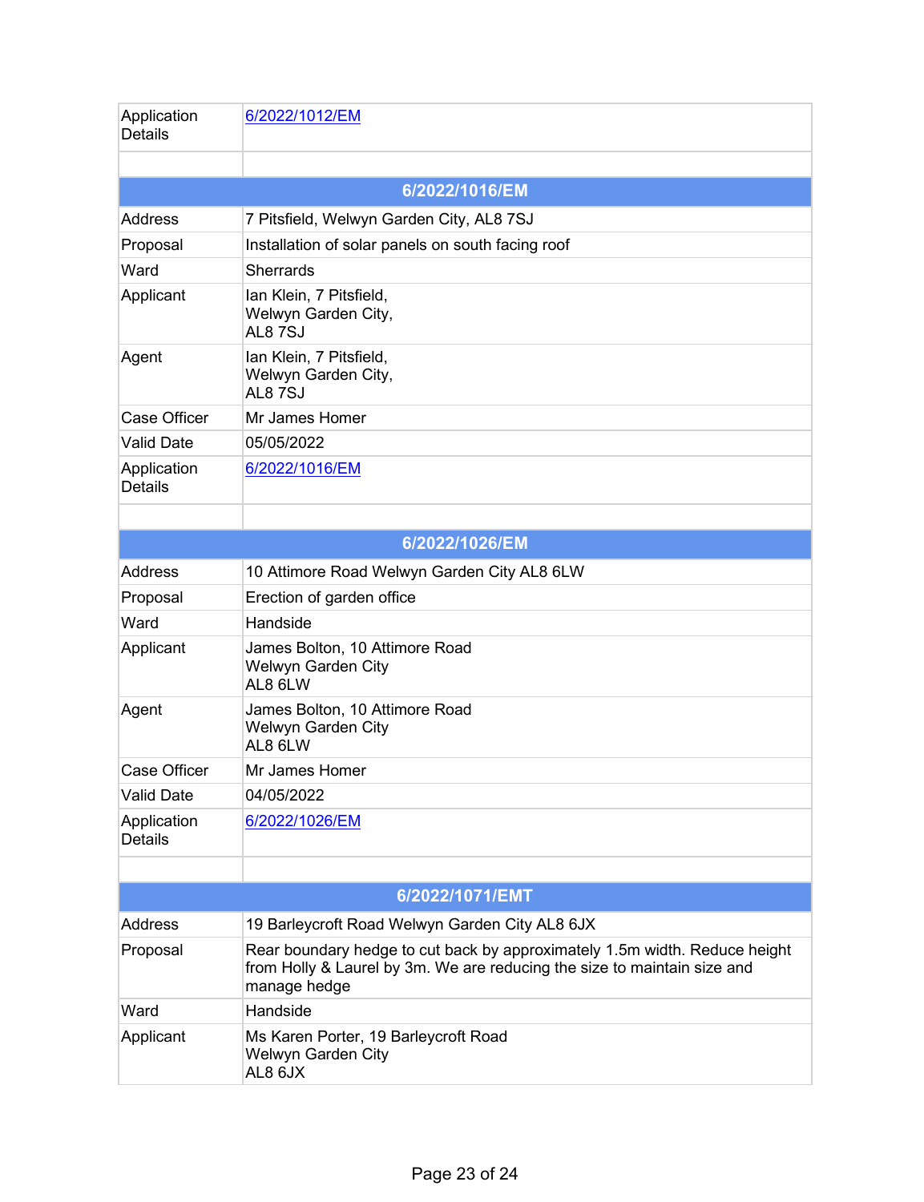| | |
|---|---|
| Application Details | [6/2022/1012/EM]() |
| | |

| 6/2022/1016/EM | |
|---|---|
| Address | 7 Pitsfield, Welwyn Garden City, AL8 7SJ |
| Proposal | Installation of solar panels on south facing roof |
| Ward | Sherrards |
| Applicant | Ian Klein, 7 Pitsfield,<br>Welwyn Garden City,<br>AL8 7SJ |
| Agent | Ian Klein, 7 Pitsfield,<br>Welwyn Garden City,<br>AL8 7SJ |
| Case Officer | Mr James Homer |
| Valid Date | 05/05/2022 |
| Application Details | [6/2022/1016/EM]() |
| | |

| 6/2022/1026/EM | |
|---|---|
| Address | 10 Attimore Road Welwyn Garden City AL8 6LW |
| Proposal | Erection of garden office |
| Ward | Handside |
| Applicant | James Bolton, 10 Attimore Road<br>Welwyn Garden City<br>AL8 6LW |
| Agent | James Bolton, 10 Attimore Road<br>Welwyn Garden City<br>AL8 6LW |
| Case Officer | Mr James Homer |
| Valid Date | 04/05/2022 |
| Application Details | [6/2022/1026/EM]() |
| | |

| 6/2022/1071/EMT | |
|---|---|
| Address | 19 Barleycroft Road Welwyn Garden City AL8 6JX |
| Proposal | Rear boundary hedge to cut back by approximately 1.5m width. Reduce height from Holly & Laurel by 3m. We are reducing the size to maintain size and manage hedge |
| Ward | Handside |
| Applicant | Ms Karen Porter, 19 Barleycroft Road<br>Welwyn Garden City<br>AL8 6JX |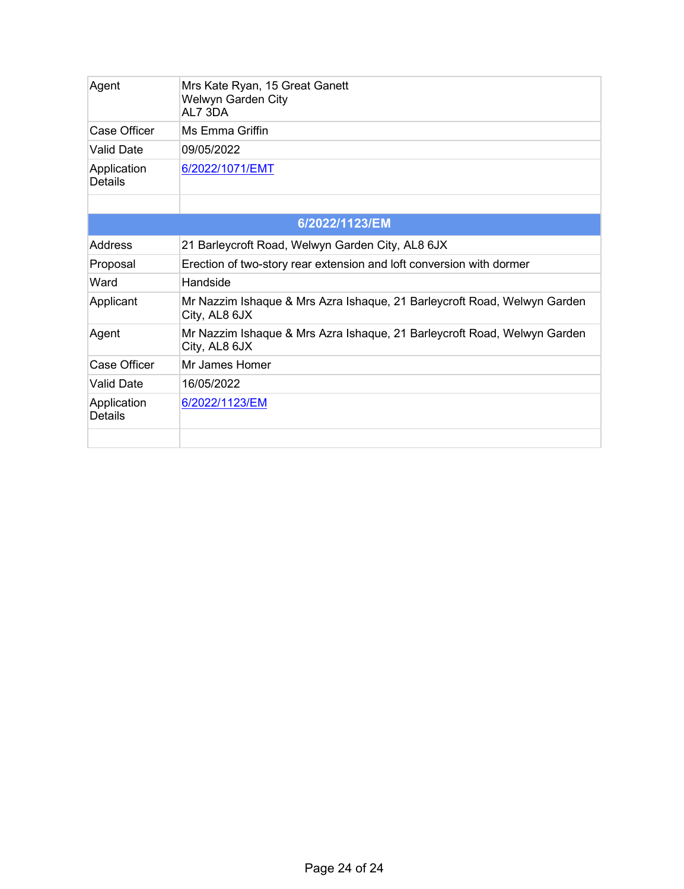| | |
|---|---|
| Agent | Mrs Kate Ryan, 15 Great Ganett<br>Welwyn Garden City<br>AL7 3DA |
| Case Officer | Ms Emma Griffin |
| Valid Date | 09/05/2022 |
| Application Details | 6/2022/1071/EMT |
| | |

| 6/2022/1123/EM | |
|---|---|
| Address | 21 Barleycroft Road, Welwyn Garden City, AL8 6JX |
| Proposal | Erection of two-story rear extension and loft conversion with dormer |
| Ward | Handside |
| Applicant | Mr Nazzim Ishaque & Mrs Azra Ishaque, 21 Barleycroft Road, Welwyn Garden City, AL8 6JX |
| Agent | Mr Nazzim Ishaque & Mrs Azra Ishaque, 21 Barleycroft Road, Welwyn Garden City, AL8 6JX |
| Case Officer | Mr James Homer |
| Valid Date | 16/05/2022 |
| Application Details | 6/2022/1123/EM |
| | |